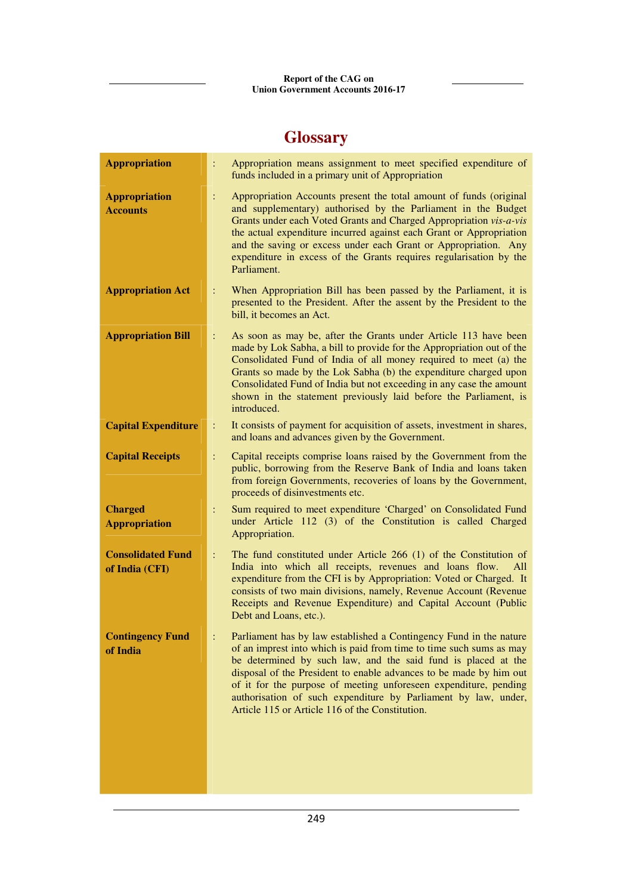# Glossary

| | | |
|---|---|---|
| **Appropriation** | : | Appropriation means assignment to meet specified expenditure of funds included in a primary unit of Appropriation |
| **Appropriation Accounts** | : | Appropriation Accounts present the total amount of funds (original and supplementary) authorised by the Parliament in the Budget Grants under each Voted Grants and Charged Appropriation *vis-a-vis* the actual expenditure incurred against each Grant or Appropriation and the saving or excess under each Grant or Appropriation. Any expenditure in excess of the Grants requires regularisation by the Parliament. |
| **Appropriation Act** | : | When Appropriation Bill has been passed by the Parliament, it is presented to the President. After the assent by the President to the bill, it becomes an Act. |
| **Appropriation Bill** | : | As soon as may be, after the Grants under Article 113 have been made by Lok Sabha, a bill to provide for the Appropriation out of the Consolidated Fund of India of all money required to meet (a) the Grants so made by the Lok Sabha (b) the expenditure charged upon Consolidated Fund of India but not exceeding in any case the amount shown in the statement previously laid before the Parliament, is introduced. |
| **Capital Expenditure** | : | It consists of payment for acquisition of assets, investment in shares, and loans and advances given by the Government. |
| **Capital Receipts** | : | Capital receipts comprise loans raised by the Government from the public, borrowing from the Reserve Bank of India and loans taken from foreign Governments, recoveries of loans by the Government, proceeds of disinvestments etc. |
| **Charged Appropriation** | : | Sum required to meet expenditure 'Charged' on Consolidated Fund under Article 112 (3) of the Constitution is called Charged Appropriation. |
| **Consolidated Fund of India (CFI)** | : | The fund constituted under Article 266 (1) of the Constitution of India into which all receipts, revenues and loans flow. All expenditure from the CFI is by Appropriation: Voted or Charged. It consists of two main divisions, namely, Revenue Account (Revenue Receipts and Revenue Expenditure) and Capital Account (Public Debt and Loans, etc.). |
| **Contingency Fund of India** | : | Parliament has by law established a Contingency Fund in the nature of an imprest into which is paid from time to time such sums as may be determined by such law, and the said fund is placed at the disposal of the President to enable advances to be made by him out of it for the purpose of meeting unforeseen expenditure, pending authorisation of such expenditure by Parliament by law, under, Article 115 or Article 116 of the Constitution. |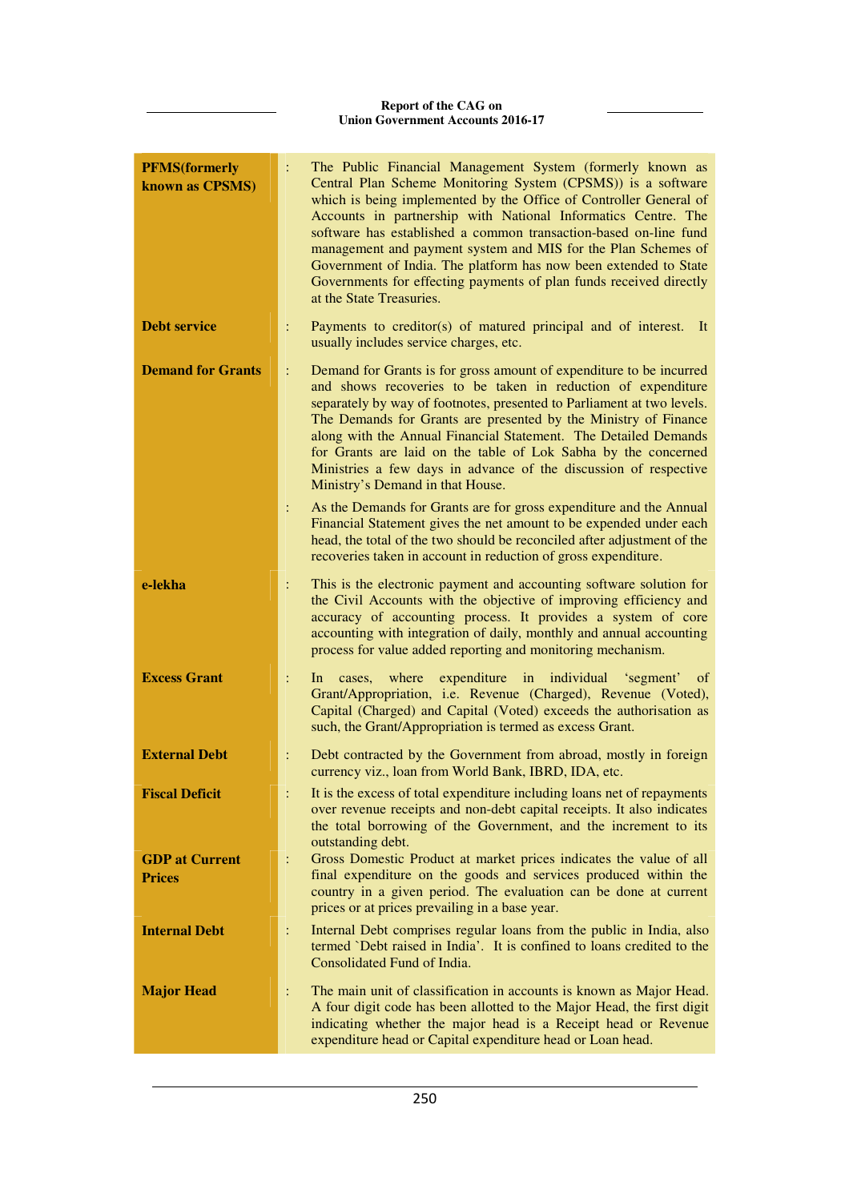| | | |
|---|---|---|
| **PFMS(formerly known as CPSMS)** | : | The Public Financial Management System (formerly known as Central Plan Scheme Monitoring System (CPSMS)) is a software which is being implemented by the Office of Controller General of Accounts in partnership with National Informatics Centre. The software has established a common transaction-based on-line fund management and payment system and MIS for the Plan Schemes of Government of India. The platform has now been extended to State Governments for effecting payments of plan funds received directly at the State Treasuries. |
| **Debt service** | : | Payments to creditor(s) of matured principal and of interest. It usually includes service charges, etc. |
| **Demand for Grants** | : | Demand for Grants is for gross amount of expenditure to be incurred and shows recoveries to be taken in reduction of expenditure separately by way of footnotes, presented to Parliament at two levels. The Demands for Grants are presented by the Ministry of Finance along with the Annual Financial Statement. The Detailed Demands for Grants are laid on the table of Lok Sabha by the concerned Ministries a few days in advance of the discussion of respective Ministry's Demand in that House. |
| | : | As the Demands for Grants are for gross expenditure and the Annual Financial Statement gives the net amount to be expended under each head, the total of the two should be reconciled after adjustment of the recoveries taken in account in reduction of gross expenditure. |
| **e-lekha** | : | This is the electronic payment and accounting software solution for the Civil Accounts with the objective of improving efficiency and accuracy of accounting process. It provides a system of core accounting with integration of daily, monthly and annual accounting process for value added reporting and monitoring mechanism. |
| **Excess Grant** | : | In cases, where expenditure in individual 'segment' of Grant/Appropriation, i.e. Revenue (Charged), Revenue (Voted), Capital (Charged) and Capital (Voted) exceeds the authorisation as such, the Grant/Appropriation is termed as excess Grant. |
| **External Debt** | : | Debt contracted by the Government from abroad, mostly in foreign currency viz., loan from World Bank, IBRD, IDA, etc. |
| **Fiscal Deficit** | : | It is the excess of total expenditure including loans net of repayments over revenue receipts and non-debt capital receipts. It also indicates the total borrowing of the Government, and the increment to its outstanding debt. |
| **GDP at Current Prices** | : | Gross Domestic Product at market prices indicates the value of all final expenditure on the goods and services produced within the country in a given period. The evaluation can be done at current prices or at prices prevailing in a base year. |
| **Internal Debt** | : | Internal Debt comprises regular loans from the public in India, also termed `Debt raised in India'. It is confined to loans credited to the Consolidated Fund of India. |
| **Major Head** | : | The main unit of classification in accounts is known as Major Head. A four digit code has been allotted to the Major Head, the first digit indicating whether the major head is a Receipt head or Revenue expenditure head or Capital expenditure head or Loan head. |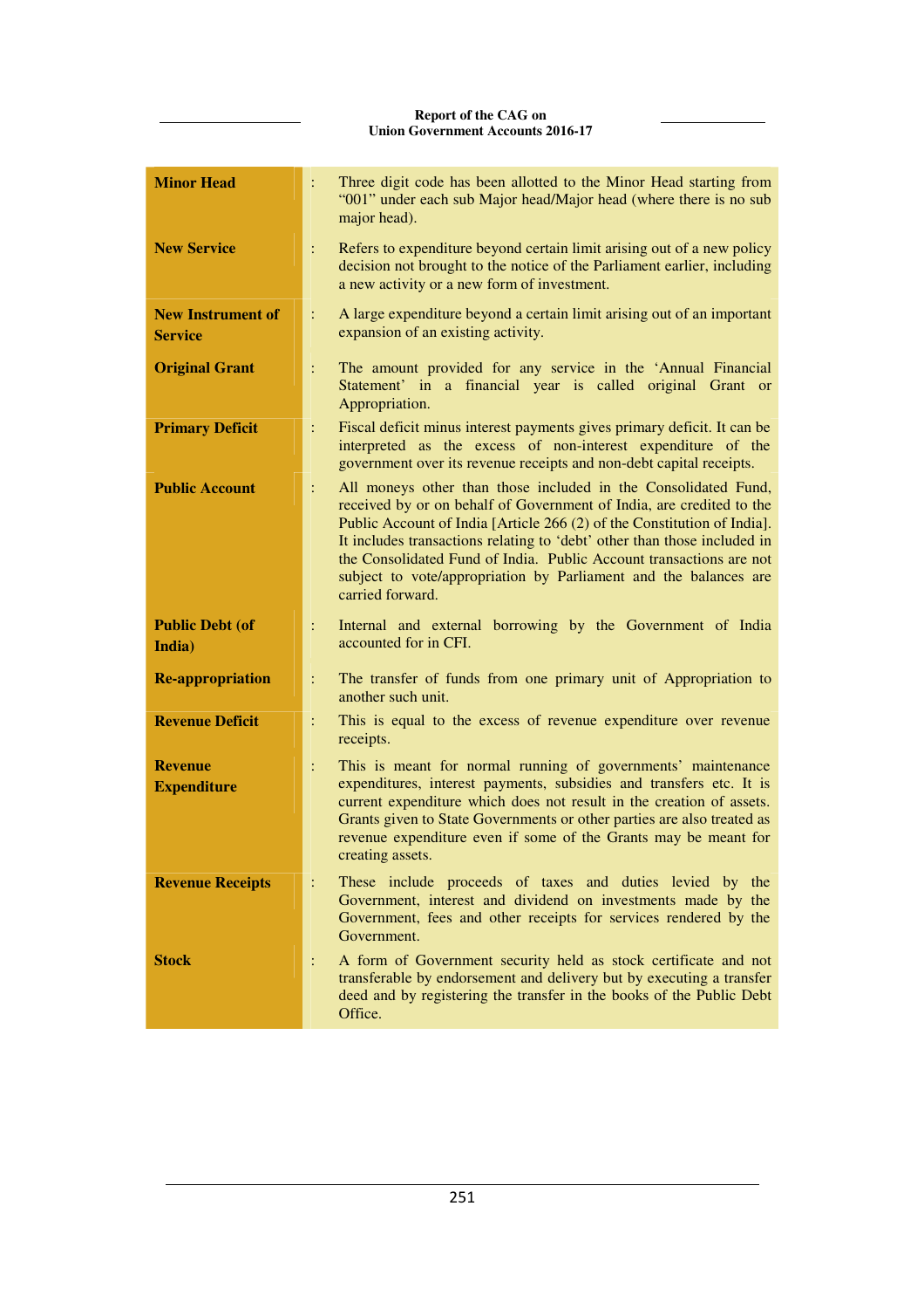| | | |
|---|---|---|
| **Minor Head** | : | Three digit code has been allotted to the Minor Head starting from "001" under each sub Major head/Major head (where there is no sub major head). |
| **New Service** | : | Refers to expenditure beyond certain limit arising out of a new policy decision not brought to the notice of the Parliament earlier, including a new activity or a new form of investment. |
| **New Instrument of Service** | : | A large expenditure beyond a certain limit arising out of an important expansion of an existing activity. |
| **Original Grant** | : | The amount provided for any service in the 'Annual Financial Statement' in a financial year is called original Grant or Appropriation. |
| **Primary Deficit** | : | Fiscal deficit minus interest payments gives primary deficit. It can be interpreted as the excess of non-interest expenditure of the government over its revenue receipts and non-debt capital receipts. |
| **Public Account** | : | All moneys other than those included in the Consolidated Fund, received by or on behalf of Government of India, are credited to the Public Account of India [Article 266 (2) of the Constitution of India]. It includes transactions relating to 'debt' other than those included in the Consolidated Fund of India. Public Account transactions are not subject to vote/appropriation by Parliament and the balances are carried forward. |
| **Public Debt (of India)** | : | Internal and external borrowing by the Government of India accounted for in CFI. |
| **Re-appropriation** | : | The transfer of funds from one primary unit of Appropriation to another such unit. |
| **Revenue Deficit** | : | This is equal to the excess of revenue expenditure over revenue receipts. |
| **Revenue Expenditure** | : | This is meant for normal running of governments' maintenance expenditures, interest payments, subsidies and transfers etc. It is current expenditure which does not result in the creation of assets. Grants given to State Governments or other parties are also treated as revenue expenditure even if some of the Grants may be meant for creating assets. |
| **Revenue Receipts** | : | These include proceeds of taxes and duties levied by the Government, interest and dividend on investments made by the Government, fees and other receipts for services rendered by the Government. |
| **Stock** | : | A form of Government security held as stock certificate and not transferable by endorsement and delivery but by executing a transfer deed and by registering the transfer in the books of the Public Debt Office. |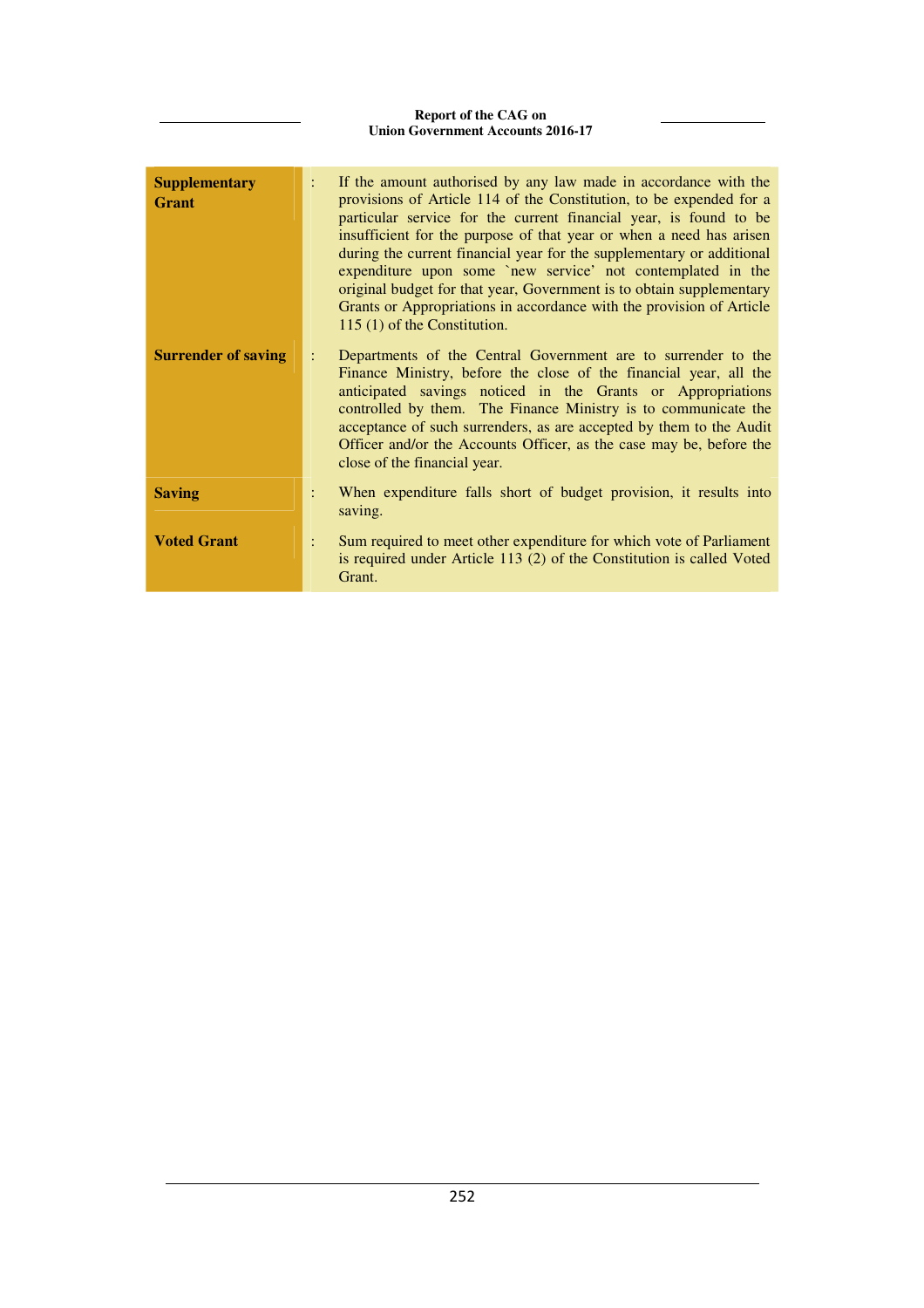| | | |
|---|---|---|
| **Supplementary Grant** | : | If the amount authorised by any law made in accordance with the provisions of Article 114 of the Constitution, to be expended for a particular service for the current financial year, is found to be insufficient for the purpose of that year or when a need has arisen during the current financial year for the supplementary or additional expenditure upon some `new service' not contemplated in the original budget for that year, Government is to obtain supplementary Grants or Appropriations in accordance with the provision of Article 115 (1) of the Constitution. |
| **Surrender of saving** | : | Departments of the Central Government are to surrender to the Finance Ministry, before the close of the financial year, all the anticipated savings noticed in the Grants or Appropriations controlled by them. The Finance Ministry is to communicate the acceptance of such surrenders, as are accepted by them to the Audit Officer and/or the Accounts Officer, as the case may be, before the close of the financial year. |
| **Saving** | : | When expenditure falls short of budget provision, it results into saving. |
| **Voted Grant** | : | Sum required to meet other expenditure for which vote of Parliament is required under Article 113 (2) of the Constitution is called Voted Grant. |